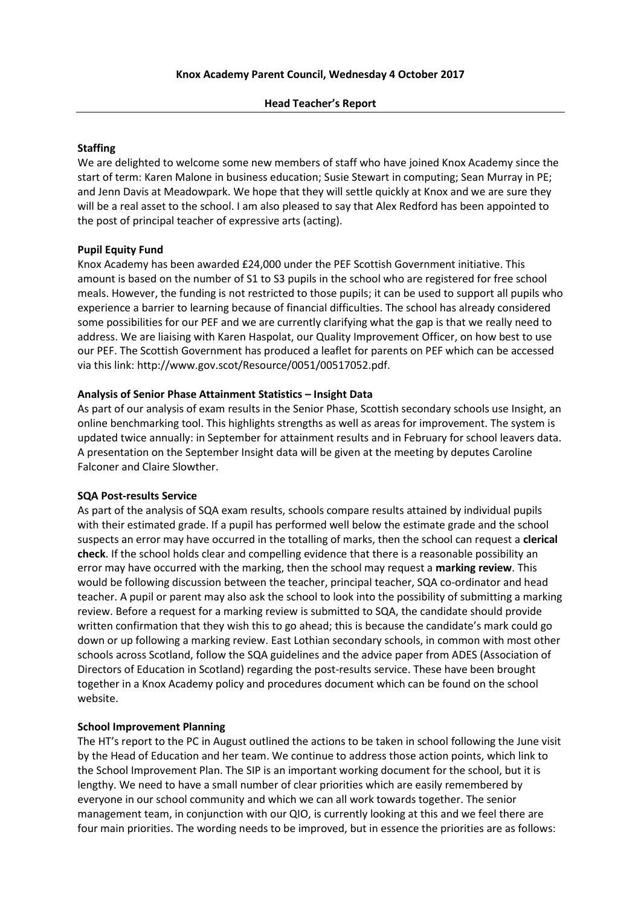**Knox Academy Parent Council, Wednesday 4 October 2017**

**Head Teacher's Report**

---

**Staffing**

We are delighted to welcome some new members of staff who have joined Knox Academy since the start of term: Karen Malone in business education; Susie Stewart in computing; Sean Murray in PE; and Jenn Davis at Meadowpark. We hope that they will settle quickly at Knox and we are sure they will be a real asset to the school. I am also pleased to say that Alex Redford has been appointed to the post of principal teacher of expressive arts (acting).

**Pupil Equity Fund**

Knox Academy has been awarded £24,000 under the PEF Scottish Government initiative. This amount is based on the number of S1 to S3 pupils in the school who are registered for free school meals. However, the funding is not restricted to those pupils; it can be used to support all pupils who experience a barrier to learning because of financial difficulties. The school has already considered some possibilities for our PEF and we are currently clarifying what the gap is that we really need to address. We are liaising with Karen Haspolat, our Quality Improvement Officer, on how best to use our PEF. The Scottish Government has produced a leaflet for parents on PEF which can be accessed via this link: http://www.gov.scot/Resource/0051/00517052.pdf.

**Analysis of Senior Phase Attainment Statistics – Insight Data**

As part of our analysis of exam results in the Senior Phase, Scottish secondary schools use Insight, an online benchmarking tool. This highlights strengths as well as areas for improvement. The system is updated twice annually: in September for attainment results and in February for school leavers data. A presentation on the September Insight data will be given at the meeting by deputes Caroline Falconer and Claire Slowther.

**SQA Post-results Service**

As part of the analysis of SQA exam results, schools compare results attained by individual pupils with their estimated grade. If a pupil has performed well below the estimate grade and the school suspects an error may have occurred in the totalling of marks, then the school can request a **clerical check**. If the school holds clear and compelling evidence that there is a reasonable possibility an error may have occurred with the marking, then the school may request a **marking review**. This would be following discussion between the teacher, principal teacher, SQA co-ordinator and head teacher. A pupil or parent may also ask the school to look into the possibility of submitting a marking review. Before a request for a marking review is submitted to SQA, the candidate should provide written confirmation that they wish this to go ahead; this is because the candidate's mark could go down or up following a marking review. East Lothian secondary schools, in common with most other schools across Scotland, follow the SQA guidelines and the advice paper from ADES (Association of Directors of Education in Scotland) regarding the post-results service. These have been brought together in a Knox Academy policy and procedures document which can be found on the school website.

**School Improvement Planning**

The HT's report to the PC in August outlined the actions to be taken in school following the June visit by the Head of Education and her team. We continue to address those action points, which link to the School Improvement Plan. The SIP is an important working document for the school, but it is lengthy. We need to have a small number of clear priorities which are easily remembered by everyone in our school community and which we can all work towards together. The senior management team, in conjunction with our QIO, is currently looking at this and we feel there are four main priorities. The wording needs to be improved, but in essence the priorities are as follows: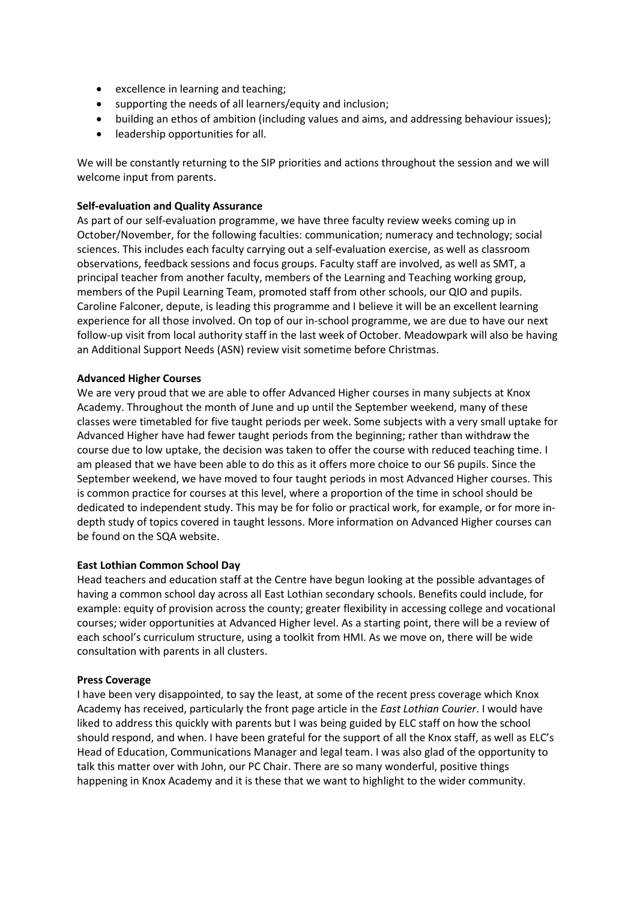- excellence in learning and teaching;
- supporting the needs of all learners/equity and inclusion;
- building an ethos of ambition (including values and aims, and addressing behaviour issues);
- leadership opportunities for all.

We will be constantly returning to the SIP priorities and actions throughout the session and we will welcome input from parents.

**Self-evaluation and Quality Assurance**

As part of our self-evaluation programme, we have three faculty review weeks coming up in October/November, for the following faculties: communication; numeracy and technology; social sciences. This includes each faculty carrying out a self-evaluation exercise, as well as classroom observations, feedback sessions and focus groups. Faculty staff are involved, as well as SMT, a principal teacher from another faculty, members of the Learning and Teaching working group, members of the Pupil Learning Team, promoted staff from other schools, our QIO and pupils. Caroline Falconer, depute, is leading this programme and I believe it will be an excellent learning experience for all those involved. On top of our in-school programme, we are due to have our next follow-up visit from local authority staff in the last week of October. Meadowpark will also be having an Additional Support Needs (ASN) review visit sometime before Christmas.

**Advanced Higher Courses**

We are very proud that we are able to offer Advanced Higher courses in many subjects at Knox Academy. Throughout the month of June and up until the September weekend, many of these classes were timetabled for five taught periods per week. Some subjects with a very small uptake for Advanced Higher have had fewer taught periods from the beginning; rather than withdraw the course due to low uptake, the decision was taken to offer the course with reduced teaching time. I am pleased that we have been able to do this as it offers more choice to our S6 pupils. Since the September weekend, we have moved to four taught periods in most Advanced Higher courses. This is common practice for courses at this level, where a proportion of the time in school should be dedicated to independent study. This may be for folio or practical work, for example, or for more in-depth study of topics covered in taught lessons. More information on Advanced Higher courses can be found on the SQA website.

**East Lothian Common School Day**

Head teachers and education staff at the Centre have begun looking at the possible advantages of having a common school day across all East Lothian secondary schools. Benefits could include, for example: equity of provision across the county; greater flexibility in accessing college and vocational courses; wider opportunities at Advanced Higher level. As a starting point, there will be a review of each school's curriculum structure, using a toolkit from HMI. As we move on, there will be wide consultation with parents in all clusters.

**Press Coverage**

I have been very disappointed, to say the least, at some of the recent press coverage which Knox Academy has received, particularly the front page article in the *East Lothian Courier*. I would have liked to address this quickly with parents but I was being guided by ELC staff on how the school should respond, and when. I have been grateful for the support of all the Knox staff, as well as ELC's Head of Education, Communications Manager and legal team. I was also glad of the opportunity to talk this matter over with John, our PC Chair. There are so many wonderful, positive things happening in Knox Academy and it is these that we want to highlight to the wider community.